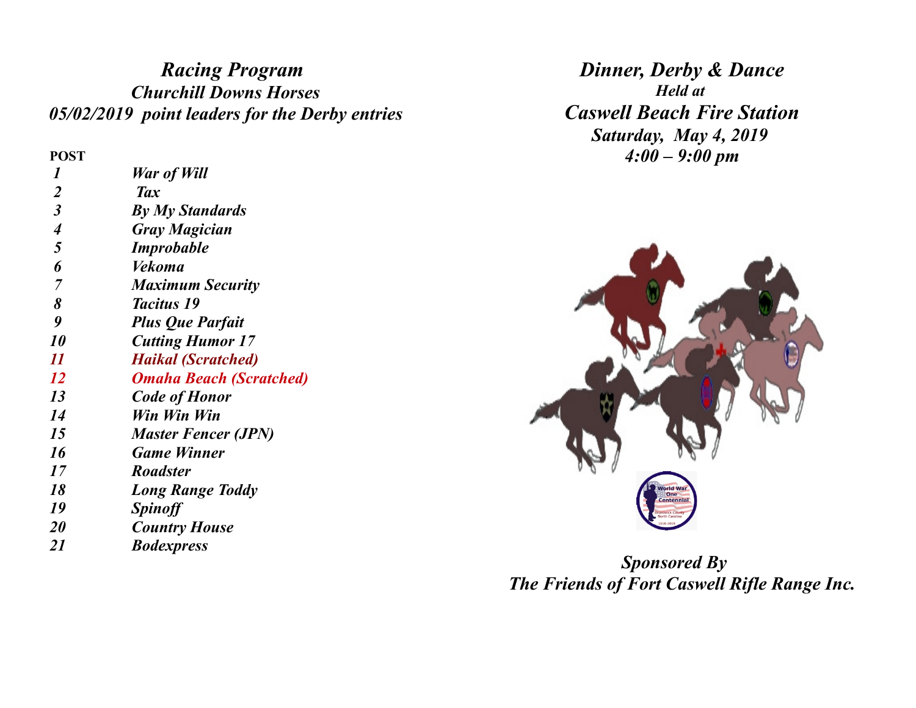# *Racing Program*

## *Churchill Downs Horses*

## *05/02/2019 point leaders for the Derby entries*

| POST | |
|---|---|
| *1* | *War of Will* |
| *2* | *Tax* |
| *3* | *By My Standards* |
| *4* | *Gray Magician* |
| *5* | *Improbable* |
| *6* | *Vekoma* |
| *7* | *Maximum Security* |
| *8* | *Tacitus 19* |
| *9* | *Plus Que Parfait* |
| *10* | *Cutting Humor 17* |
| *11* | *Haikal (Scratched)* |
| *12* | *Omaha Beach (Scratched)* |
| *13* | *Code of Honor* |
| *14* | *Win Win Win* |
| *15* | *Master Fencer (JPN)* |
| *16* | *Game Winner* |
| *17* | *Roadster* |
| *18* | *Long Range Toddy* |
| *19* | *Spinoff* |
| *20* | *Country House* |
| *21* | *Bodexpress* |

# *Dinner, Derby & Dance*

***Held at***

## *Caswell Beach Fire Station*

***Saturday, May 4, 2019***

***4:00 – 9:00 pm***

***Sponsored By***

***The Friends of Fort Caswell Rifle Range Inc.***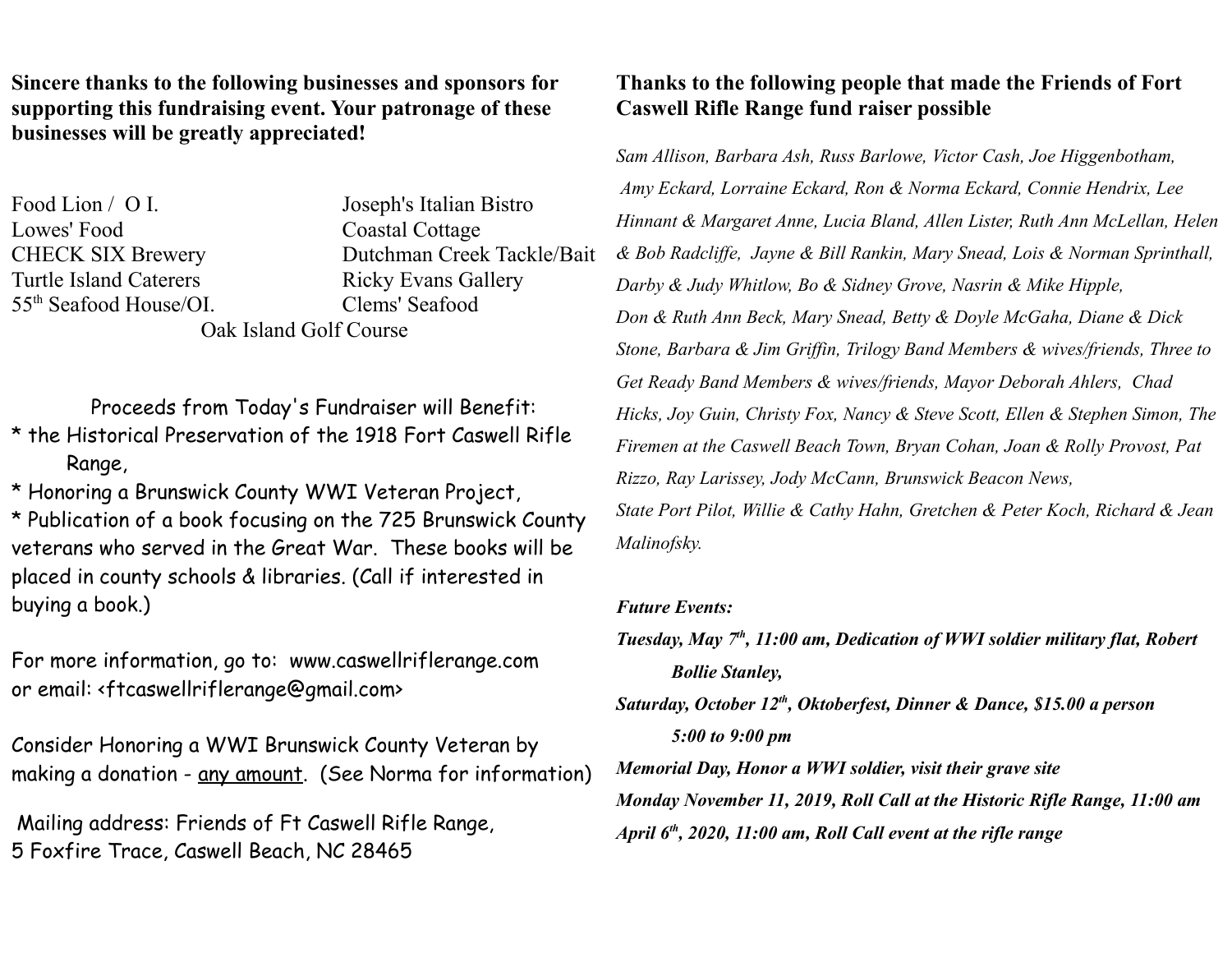**Sincere thanks to the following businesses and sponsors for supporting this fundraising event. Your patronage of these businesses will be greatly appreciated!**

| | |
|---|---|
| Food Lion / O I. | Joseph's Italian Bistro |
| Lowes' Food | Coastal Cottage |
| CHECK SIX Brewery | Dutchman Creek Tackle/Bait |
| Turtle Island Caterers | Ricky Evans Gallery |
| 55th Seafood House/OI. | Clems' Seafood |

Oak Island Golf Course

Proceeds from Today's Fundraiser will Benefit:

* the Historical Preservation of the 1918 Fort Caswell Rifle Range,
* Honoring a Brunswick County WWI Veteran Project,
* Publication of a book focusing on the 725 Brunswick County veterans who served in the Great War. These books will be placed in county schools & libraries. (Call if interested in buying a book.)

For more information, go to: www.caswellriflerange.com or email: <ftcaswellriflerange@gmail.com>

Consider Honoring a WWI Brunswick County Veteran by making a donation - <u>any amount</u>. (See Norma for information)

Mailing address: Friends of Ft Caswell Rifle Range, 5 Foxfire Trace, Caswell Beach, NC 28465

**Thanks to the following people that made the Friends of Fort Caswell Rifle Range fund raiser possible**

*Sam Allison, Barbara Ash, Russ Barlowe, Victor Cash, Joe Higgenbotham, Amy Eckard, Lorraine Eckard, Ron & Norma Eckard, Connie Hendrix, Lee Hinnant & Margaret Anne, Lucia Bland, Allen Lister, Ruth Ann McLellan, Helen & Bob Radcliffe, Jayne & Bill Rankin, Mary Snead, Lois & Norman Sprinthall, Darby & Judy Whitlow, Bo & Sidney Grove, Nasrin & Mike Hipple, Don & Ruth Ann Beck, Mary Snead, Betty & Doyle McGaha, Diane & Dick Stone, Barbara & Jim Griffin, Trilogy Band Members & wives/friends, Three to Get Ready Band Members & wives/friends, Mayor Deborah Ahlers, Chad Hicks, Joy Guin, Christy Fox, Nancy & Steve Scott, Ellen & Stephen Simon, The Firemen at the Caswell Beach Town, Bryan Cohan, Joan & Rolly Provost, Pat Rizzo, Ray Larissey, Jody McCann, Brunswick Beacon News, State Port Pilot, Willie & Cathy Hahn, Gretchen & Peter Koch, Richard & Jean Malinofsky.*

***Future Events:***

***Tuesday, May 7th, 11:00 am, Dedication of WWI soldier military flat, Robert Bollie Stanley,***

***Saturday, October 12th, Oktoberfest, Dinner & Dance, $15.00 a person 5:00 to 9:00 pm***

***Memorial Day, Honor a WWI soldier, visit their grave site***

***Monday November 11, 2019, Roll Call at the Historic Rifle Range, 11:00 am***

***April 6th, 2020, 11:00 am, Roll Call event at the rifle range***